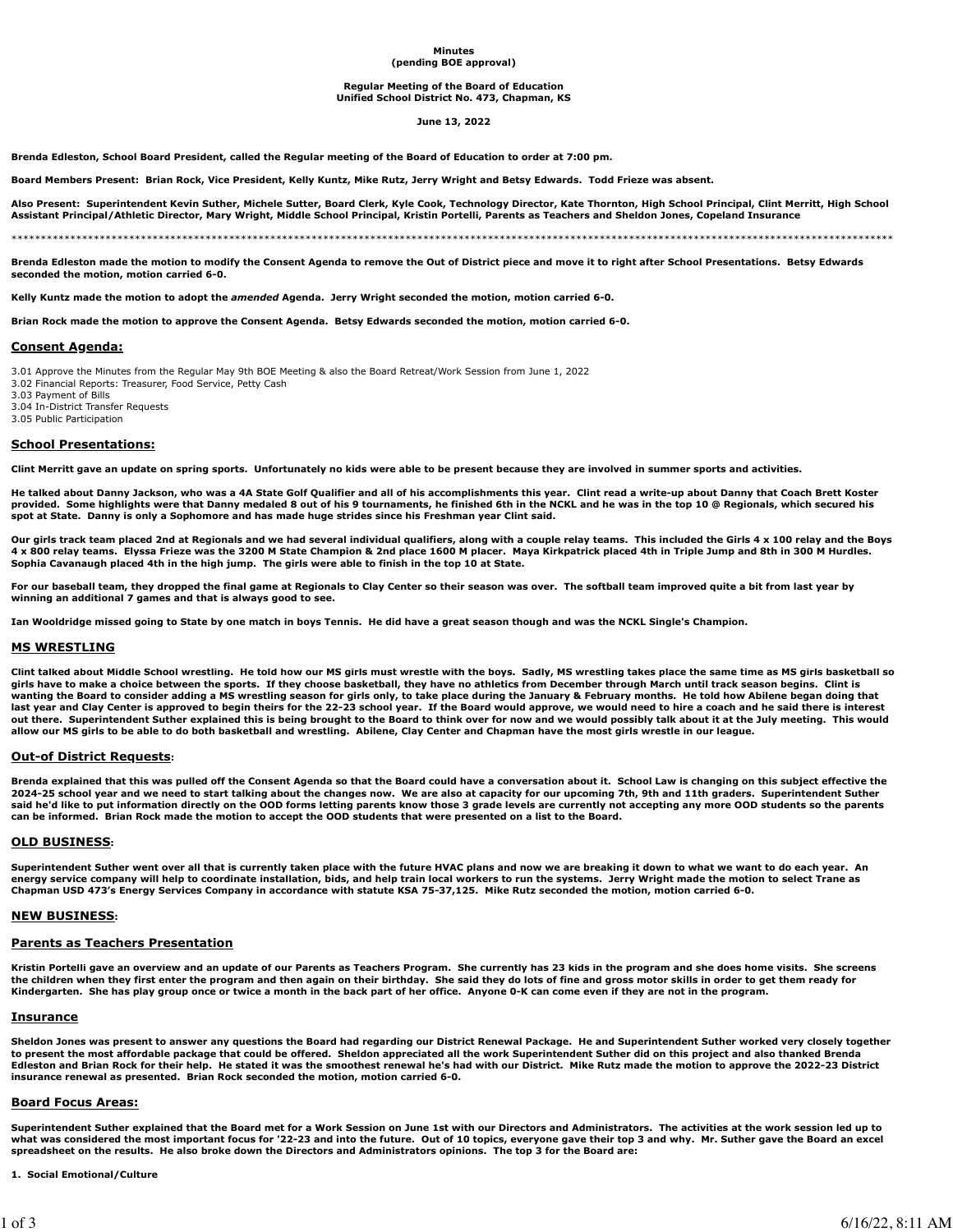**Minutes**
**(pending BOE approval)**

**Regular Meeting of the Board of Education**
**Unified School District No. 473, Chapman, KS**

**June 13, 2022**

**Brenda Edleston, School Board President, called the Regular meeting of the Board of Education to order at 7:00 pm.**

**Board Members Present: Brian Rock, Vice President, Kelly Kuntz, Mike Rutz, Jerry Wright and Betsy Edwards. Todd Frieze was absent.**

**Also Present: Superintendent Kevin Suther, Michele Sutter, Board Clerk, Kyle Cook, Technology Director, Kate Thornton, High School Principal, Clint Merritt, High School Assistant Principal/Athletic Director, Mary Wright, Middle School Principal, Kristin Portelli, Parents as Teachers and Sheldon Jones, Copeland Insurance**

************************************************************************************************************************************************************

**Brenda Edleston made the motion to modify the Consent Agenda to remove the Out of District piece and move it to right after School Presentations. Betsy Edwards seconded the motion, motion carried 6-0.**

**Kelly Kuntz made the motion to adopt the *amended* Agenda. Jerry Wright seconded the motion, motion carried 6-0.**

**Brian Rock made the motion to approve the Consent Agenda. Betsy Edwards seconded the motion, motion carried 6-0.**

## Consent Agenda:

3.01 Approve the Minutes from the Regular May 9th BOE Meeting & also the Board Retreat/Work Session from June 1, 2022
3.02 Financial Reports: Treasurer, Food Service, Petty Cash
3.03 Payment of Bills
3.04 In-District Transfer Requests
3.05 Public Participation

## School Presentations:

**Clint Merritt gave an update on spring sports. Unfortunately no kids were able to be present because they are involved in summer sports and activities.**

**He talked about Danny Jackson, who was a 4A State Golf Qualifier and all of his accomplishments this year. Clint read a write-up about Danny that Coach Brett Koster provided. Some highlights were that Danny medaled 8 out of his 9 tournaments, he finished 6th in the NCKL and he was in the top 10 @ Regionals, which secured his spot at State. Danny is only a Sophomore and has made huge strides since his Freshman year Clint said.**

**Our girls track team placed 2nd at Regionals and we had several individual qualifiers, along with a couple relay teams. This included the Girls 4 x 100 relay and the Boys 4 x 800 relay teams. Elyssa Frieze was the 3200 M State Champion & 2nd place 1600 M placer. Maya Kirkpatrick placed 4th in Triple Jump and 8th in 300 M Hurdles. Sophia Cavanaugh placed 4th in the high jump. The girls were able to finish in the top 10 at State.**

**For our baseball team, they dropped the final game at Regionals to Clay Center so their season was over. The softball team improved quite a bit from last year by winning an additional 7 games and that is always good to see.**

**Ian Wooldridge missed going to State by one match in boys Tennis. He did have a great season though and was the NCKL Single's Champion.**

## MS WRESTLING

**Clint talked about Middle School wrestling. He told how our MS girls must wrestle with the boys. Sadly, MS wrestling takes place the same time as MS girls basketball so girls have to make a choice between the sports. If they choose basketball, they have no athletics from December through March until track season begins. Clint is wanting the Board to consider adding a MS wrestling season for girls only, to take place during the January & February months. He told how Abilene began doing that last year and Clay Center is approved to begin theirs for the 22-23 school year. If the Board would approve, we would need to hire a coach and he said there is interest out there. Superintendent Suther explained this is being brought to the Board to think over for now and we would possibly talk about it at the July meeting. This would allow our MS girls to be able to do both basketball and wrestling. Abilene, Clay Center and Chapman have the most girls wrestle in our league.**

## Out-of District Requests:

**Brenda explained that this was pulled off the Consent Agenda so that the Board could have a conversation about it. School Law is changing on this subject effective the 2024-25 school year and we need to start talking about the changes now. We are also at capacity for our upcoming 7th, 9th and 11th graders. Superintendent Suther said he'd like to put information directly on the OOD forms letting parents know those 3 grade levels are currently not accepting any more OOD students so the parents can be informed. Brian Rock made the motion to accept the OOD students that were presented on a list to the Board.**

## OLD BUSINESS:

**Superintendent Suther went over all that is currently taken place with the future HVAC plans and now we are breaking it down to what we want to do each year. An energy service company will help to coordinate installation, bids, and help train local workers to run the systems. Jerry Wright made the motion to select Trane as Chapman USD 473's Energy Services Company in accordance with statute KSA 75-37,125. Mike Rutz seconded the motion, motion carried 6-0.**

## NEW BUSINESS:

## Parents as Teachers Presentation

**Kristin Portelli gave an overview and an update of our Parents as Teachers Program. She currently has 23 kids in the program and she does home visits. She screens the children when they first enter the program and then again on their birthday. She said they do lots of fine and gross motor skills in order to get them ready for Kindergarten. She has play group once or twice a month in the back part of her office. Anyone 0-K can come even if they are not in the program.**

## Insurance

**Sheldon Jones was present to answer any questions the Board had regarding our District Renewal Package. He and Superintendent Suther worked very closely together to present the most affordable package that could be offered. Sheldon appreciated all the work Superintendent Suther did on this project and also thanked Brenda Edleston and Brian Rock for their help. He stated it was the smoothest renewal he's had with our District. Mike Rutz made the motion to approve the 2022-23 District insurance renewal as presented. Brian Rock seconded the motion, motion carried 6-0.**

## Board Focus Areas:

**Superintendent Suther explained that the Board met for a Work Session on June 1st with our Directors and Administrators. The activities at the work session led up to what was considered the most important focus for '22-23 and into the future. Out of 10 topics, everyone gave their top 3 and why. Mr. Suther gave the Board an excel spreadsheet on the results. He also broke down the Directors and Administrators opinions. The top 3 for the Board are:**

**1. Social Emotional/Culture**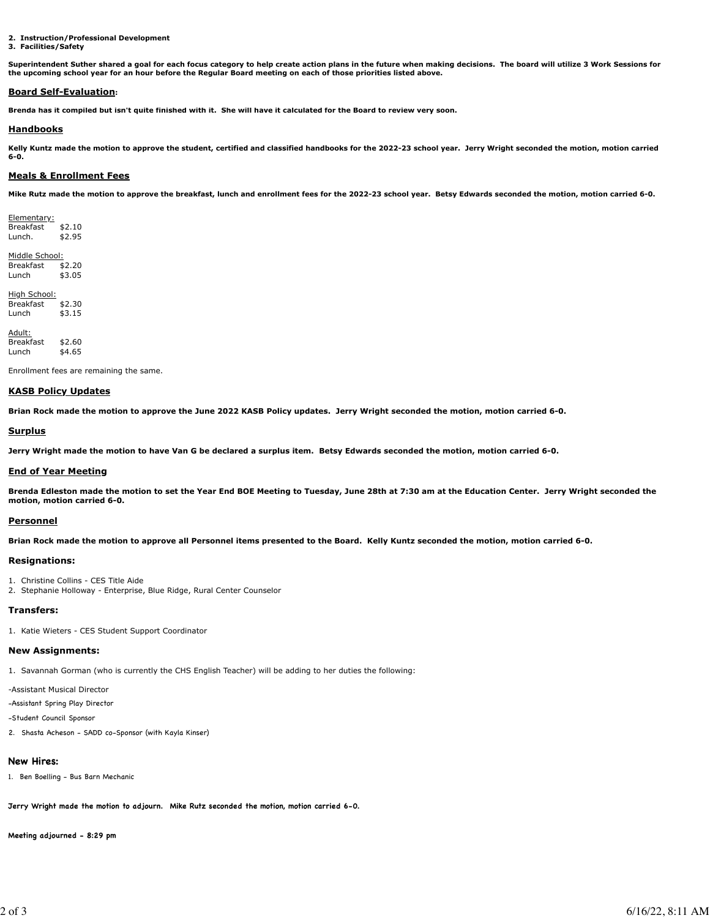**2. Instruction/Professional Development**
**3. Facilities/Safety**

**Superintendent Suther shared a goal for each focus category to help create action plans in the future when making decisions. The board will utilize 3 Work Sessions for the upcoming school year for an hour before the Regular Board meeting on each of those priorities listed above.**

## Board Self-Evaluation:

**Brenda has it compiled but isn't quite finished with it. She will have it calculated for the Board to review very soon.**

## Handbooks

**Kelly Kuntz made the motion to approve the student, certified and classified handbooks for the 2022-23 school year. Jerry Wright seconded the motion, motion carried 6-0.**

## Meals & Enrollment Fees

**Mike Rutz made the motion to approve the breakfast, lunch and enrollment fees for the 2022-23 school year. Betsy Edwards seconded the motion, motion carried 6-0.**

Elementary:
Breakfast $2.10
Lunch. $2.95

Middle School:
Breakfast $2.20
Lunch $3.05

High School:
Breakfast $2.30
Lunch $3.15

Adult:
Breakfast $2.60
Lunch $4.65

Enrollment fees are remaining the same.

## KASB Policy Updates

**Brian Rock made the motion to approve the June 2022 KASB Policy updates. Jerry Wright seconded the motion, motion carried 6-0.**

## Surplus

**Jerry Wright made the motion to have Van G be declared a surplus item. Betsy Edwards seconded the motion, motion carried 6-0.**

## End of Year Meeting

**Brenda Edleston made the motion to set the Year End BOE Meeting to Tuesday, June 28th at 7:30 am at the Education Center. Jerry Wright seconded the motion, motion carried 6-0.**

## Personnel

**Brian Rock made the motion to approve all Personnel items presented to the Board. Kelly Kuntz seconded the motion, motion carried 6-0.**

### Resignations:

1. Christine Collins - CES Title Aide
2. Stephanie Holloway - Enterprise, Blue Ridge, Rural Center Counselor

### Transfers:

1. Katie Wieters - CES Student Support Coordinator

### New Assignments:

1. Savannah Gorman (who is currently the CHS English Teacher) will be adding to her duties the following:

-Assistant Musical Director

-Assistant Spring Play Director

-Student Council Sponsor

2. Shasta Acheson - SADD co-Sponsor (with Kayla Kinser)

### New Hires:

1. Ben Boelling - Bus Barn Mechanic

**Jerry Wright made the motion to adjourn. Mike Rutz seconded the motion, motion carried 6-0.**

**Meeting adjourned - 8:29 pm**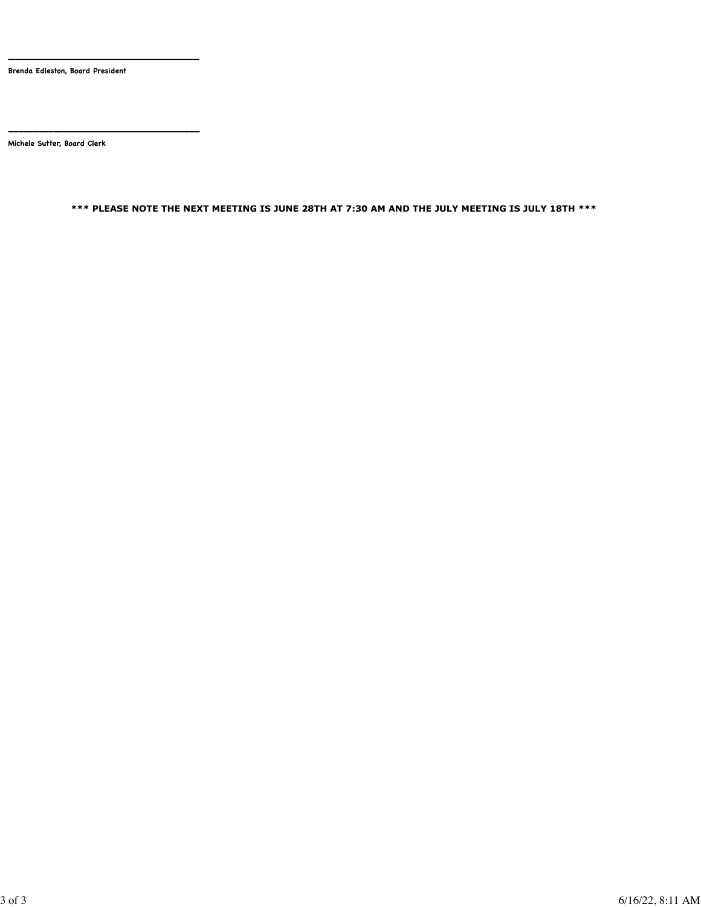\_\_\_\_\_\_\_\_\_\_\_\_\_\_\_\_\_\_\_\_\_\_\_\_\_\_\_\_\_\_\_\_\_\_\_\_

Brenda Edleston, Board President

\_\_\_\_\_\_\_\_\_\_\_\_\_\_\_\_\_\_\_\_\_\_\_\_\_\_\_\_\_\_\_\_\_\_\_\_

Michele Sutter, Board Clerk

**\*\*\* PLEASE NOTE THE NEXT MEETING IS JUNE 28TH AT 7:30 AM AND THE JULY MEETING IS JULY 18TH \*\*\***